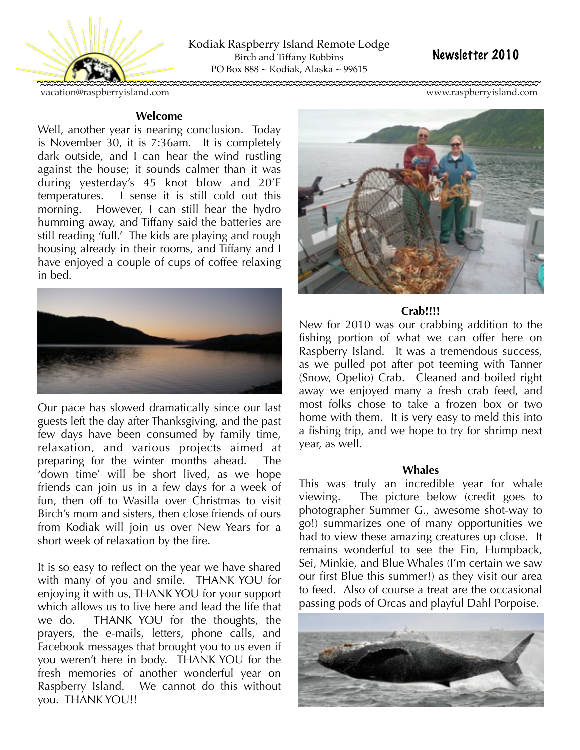Kodiak Raspberry Island Remote Lodge
Birch and Tiffany Robbins
PO Box 888 ~ Kodiak, Alaska ~ 99615

# Newsletter 2010

vacation@raspberryisland.com www.raspberryisland.com

## Welcome

Well, another year is nearing conclusion. Today is November 30, it is 7:36am. It is completely dark outside, and I can hear the wind rustling against the house; it sounds calmer than it was during yesterday's 45 knot blow and 20'F temperatures. I sense it is still cold out this morning. However, I can still hear the hydro humming away, and Tiffany said the batteries are still reading 'full.' The kids are playing and rough housing already in their rooms, and Tiffany and I have enjoyed a couple of cups of coffee relaxing in bed.

Our pace has slowed dramatically since our last guests left the day after Thanksgiving, and the past few days have been consumed by family time, relaxation, and various projects aimed at preparing for the winter months ahead. The 'down time' will be short lived, as we hope friends can join us in a few days for a week of fun, then off to Wasilla over Christmas to visit Birch's mom and sisters, then close friends of ours from Kodiak will join us over New Years for a short week of relaxation by the fire.

It is so easy to reflect on the year we have shared with many of you and smile. THANK YOU for enjoying it with us, THANK YOU for your support which allows us to live here and lead the life that we do. THANK YOU for the thoughts, the prayers, the e-mails, letters, phone calls, and Facebook messages that brought you to us even if you weren't here in body. THANK YOU for the fresh memories of another wonderful year on Raspberry Island. We cannot do this without you. THANK YOU!!

## Crab!!!!

New for 2010 was our crabbing addition to the fishing portion of what we can offer here on Raspberry Island. It was a tremendous success, as we pulled pot after pot teeming with Tanner (Snow, Opelio) Crab. Cleaned and boiled right away we enjoyed many a fresh crab feed, and most folks chose to take a frozen box or two home with them. It is very easy to meld this into a fishing trip, and we hope to try for shrimp next year, as well.

## Whales

This was truly an incredible year for whale viewing. The picture below (credit goes to photographer Summer G., awesome shot-way to go!) summarizes one of many opportunities we had to view these amazing creatures up close. It remains wonderful to see the Fin, Humpback, Sei, Minkie, and Blue Whales (I'm certain we saw our first Blue this summer!) as they visit our area to feed. Also of course a treat are the occasional passing pods of Orcas and playful Dahl Porpoise.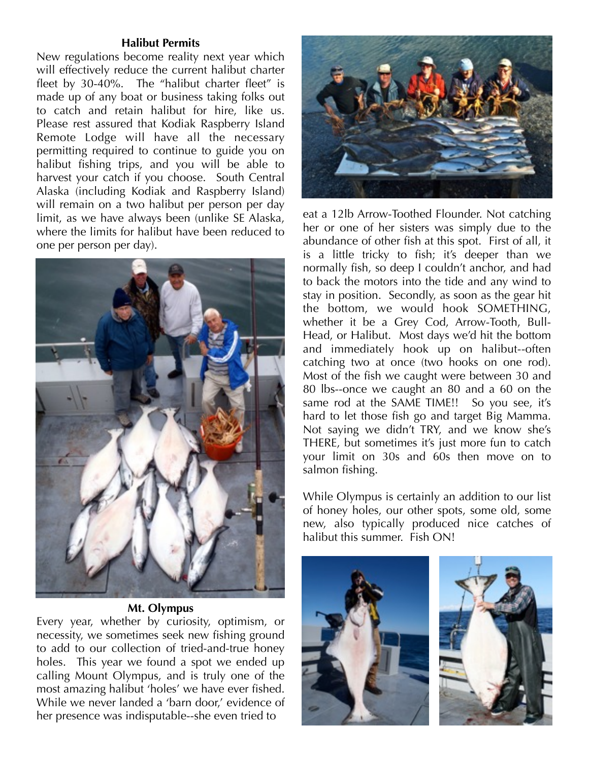### Halibut Permits

New regulations become reality next year which will effectively reduce the current halibut charter fleet by 30-40%. The "halibut charter fleet" is made up of any boat or business taking folks out to catch and retain halibut for hire, like us. Please rest assured that Kodiak Raspberry Island Remote Lodge will have all the necessary permitting required to continue to guide you on halibut fishing trips, and you will be able to harvest your catch if you choose. South Central Alaska (including Kodiak and Raspberry Island) will remain on a two halibut per person per day limit, as we have always been (unlike SE Alaska, where the limits for halibut have been reduced to one per person per day).

### Mt. Olympus

Every year, whether by curiosity, optimism, or necessity, we sometimes seek new fishing ground to add to our collection of tried-and-true honey holes. This year we found a spot we ended up calling Mount Olympus, and is truly one of the most amazing halibut 'holes' we have ever fished. While we never landed a 'barn door,' evidence of her presence was indisputable--she even tried to eat a 12lb Arrow-Toothed Flounder. Not catching her or one of her sisters was simply due to the abundance of other fish at this spot. First of all, it is a little tricky to fish; it's deeper than we normally fish, so deep I couldn't anchor, and had to back the motors into the tide and any wind to stay in position. Secondly, as soon as the gear hit the bottom, we would hook SOMETHING, whether it be a Grey Cod, Arrow-Tooth, Bull-Head, or Halibut. Most days we'd hit the bottom and immediately hook up on halibut--often catching two at once (two hooks on one rod). Most of the fish we caught were between 30 and 80 lbs--once we caught an 80 and a 60 on the same rod at the SAME TIME!! So you see, it's hard to let those fish go and target Big Mamma. Not saying we didn't TRY, and we know she's THERE, but sometimes it's just more fun to catch your limit on 30s and 60s then move on to salmon fishing.

While Olympus is certainly an addition to our list of honey holes, our other spots, some old, some new, also typically produced nice catches of halibut this summer. Fish ON!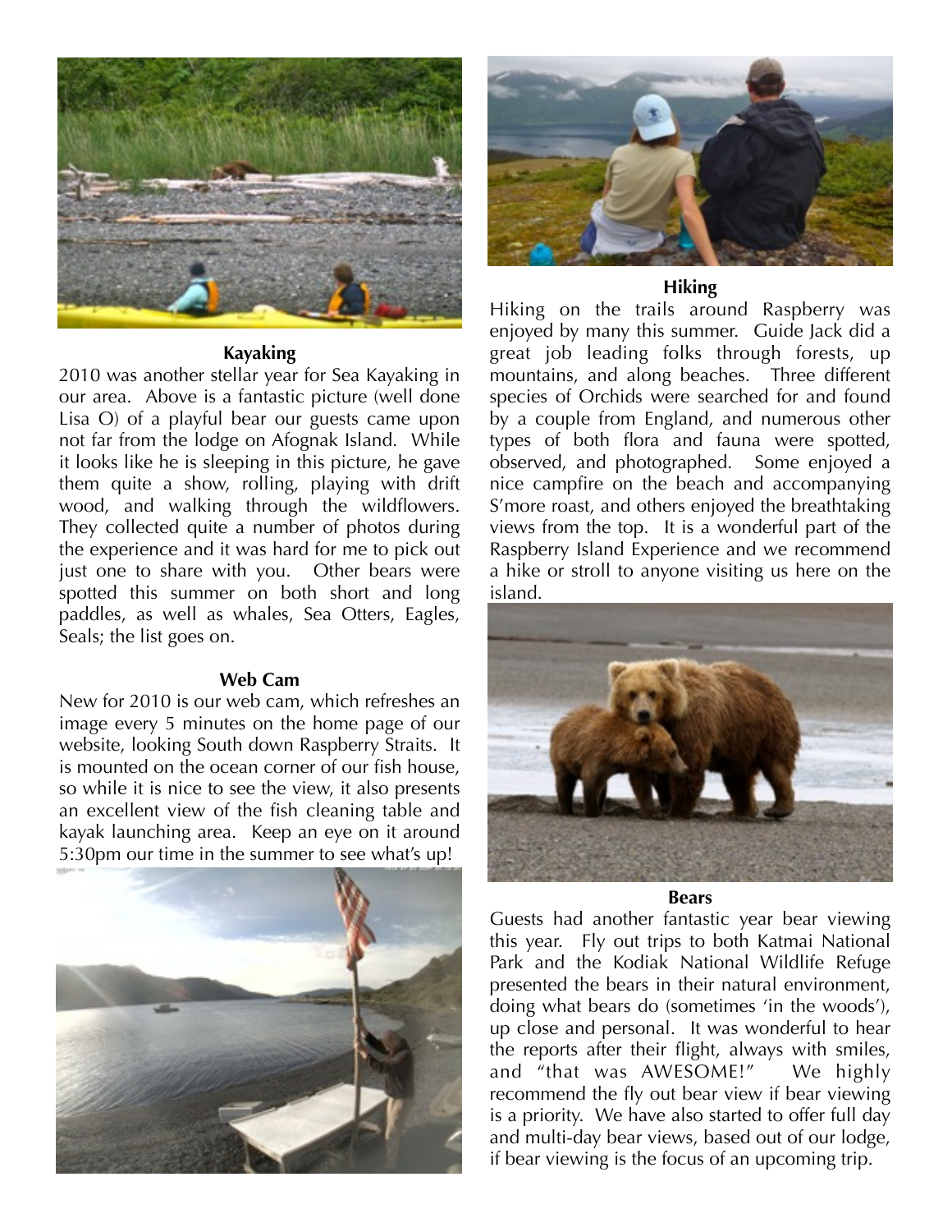### Kayaking

2010 was another stellar year for Sea Kayaking in our area. Above is a fantastic picture (well done Lisa O) of a playful bear our guests came upon not far from the lodge on Afognak Island. While it looks like he is sleeping in this picture, he gave them quite a show, rolling, playing with drift wood, and walking through the wildflowers. They collected quite a number of photos during the experience and it was hard for me to pick out just one to share with you. Other bears were spotted this summer on both short and long paddles, as well as whales, Sea Otters, Eagles, Seals; the list goes on.

### Web Cam

New for 2010 is our web cam, which refreshes an image every 5 minutes on the home page of our website, looking South down Raspberry Straits. It is mounted on the ocean corner of our fish house, so while it is nice to see the view, it also presents an excellent view of the fish cleaning table and kayak launching area. Keep an eye on it around 5:30pm our time in the summer to see what's up!

### Hiking

Hiking on the trails around Raspberry was enjoyed by many this summer. Guide Jack did a great job leading folks through forests, up mountains, and along beaches. Three different species of Orchids were searched for and found by a couple from England, and numerous other types of both flora and fauna were spotted, observed, and photographed. Some enjoyed a nice campfire on the beach and accompanying S'more roast, and others enjoyed the breathtaking views from the top. It is a wonderful part of the Raspberry Island Experience and we recommend a hike or stroll to anyone visiting us here on the island.

### Bears

Guests had another fantastic year bear viewing this year. Fly out trips to both Katmai National Park and the Kodiak National Wildlife Refuge presented the bears in their natural environment, doing what bears do (sometimes 'in the woods'), up close and personal. It was wonderful to hear the reports after their flight, always with smiles, and "that was AWESOME!" We highly recommend the fly out bear view if bear viewing is a priority. We have also started to offer full day and multi-day bear views, based out of our lodge, if bear viewing is the focus of an upcoming trip.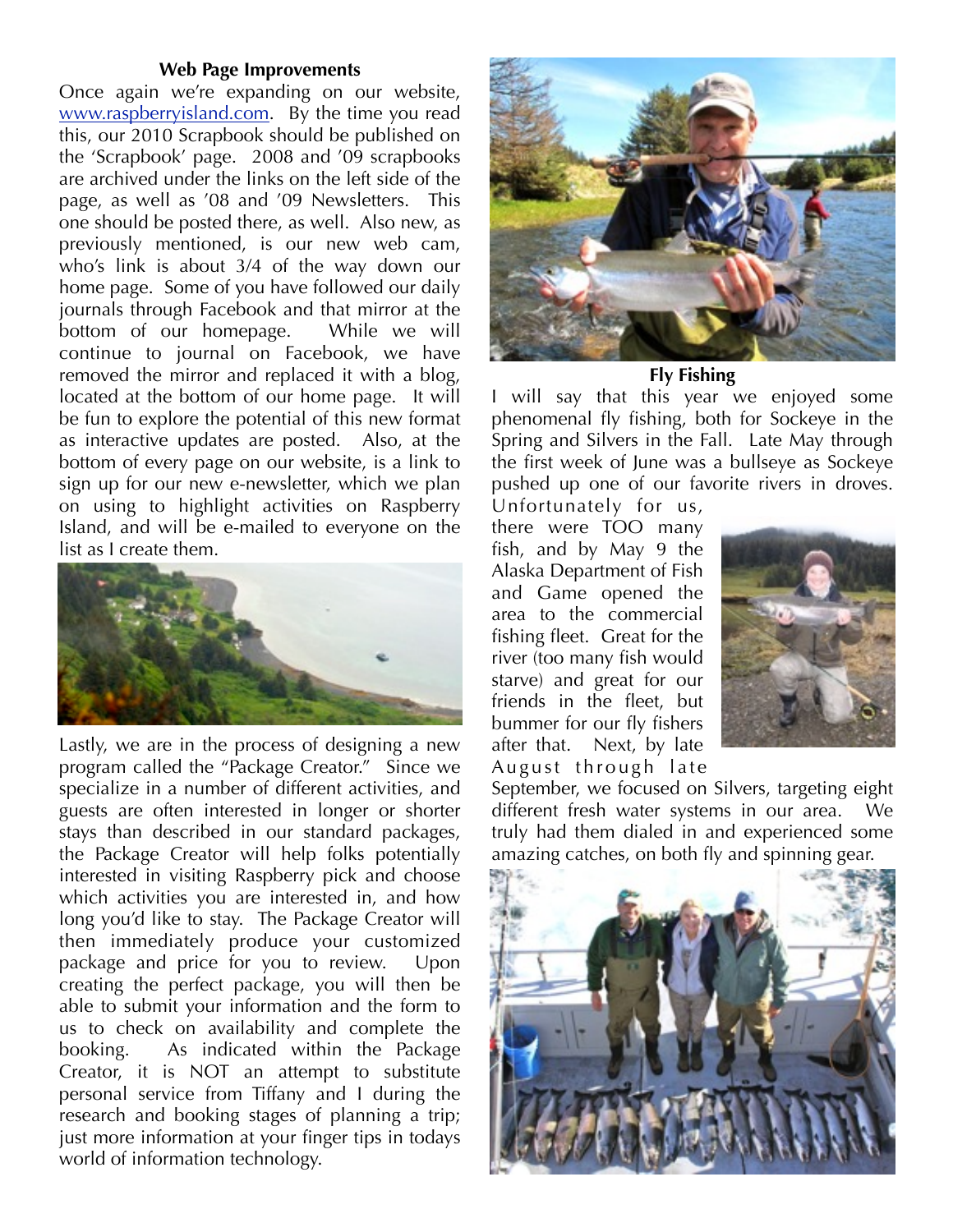### Web Page Improvements

Once again we're expanding on our website, www.raspberryisland.com. By the time you read this, our 2010 Scrapbook should be published on the 'Scrapbook' page. 2008 and '09 scrapbooks are archived under the links on the left side of the page, as well as '08 and '09 Newsletters. This one should be posted there, as well. Also new, as previously mentioned, is our new web cam, who's link is about 3/4 of the way down our home page. Some of you have followed our daily journals through Facebook and that mirror at the bottom of our homepage. While we will continue to journal on Facebook, we have removed the mirror and replaced it with a blog, located at the bottom of our home page. It will be fun to explore the potential of this new format as interactive updates are posted. Also, at the bottom of every page on our website, is a link to sign up for our new e-newsletter, which we plan on using to highlight activities on Raspberry Island, and will be e-mailed to everyone on the list as I create them.

Lastly, we are in the process of designing a new program called the "Package Creator." Since we specialize in a number of different activities, and guests are often interested in longer or shorter stays than described in our standard packages, the Package Creator will help folks potentially interested in visiting Raspberry pick and choose which activities you are interested in, and how long you'd like to stay. The Package Creator will then immediately produce your customized package and price for you to review. Upon creating the perfect package, you will then be able to submit your information and the form to us to check on availability and complete the booking. As indicated within the Package Creator, it is NOT an attempt to substitute personal service from Tiffany and I during the research and booking stages of planning a trip; just more information at your finger tips in todays world of information technology.

### Fly Fishing

I will say that this year we enjoyed some phenomenal fly fishing, both for Sockeye in the Spring and Silvers in the Fall. Late May through the first week of June was a bullseye as Sockeye pushed up one of our favorite rivers in droves. Unfortunately for us, there were TOO many fish, and by May 9 the Alaska Department of Fish and Game opened the area to the commercial fishing fleet. Great for the river (too many fish would starve) and great for our friends in the fleet, but bummer for our fly fishers after that. Next, by late August through late September, we focused on Silvers, targeting eight different fresh water systems in our area. We truly had them dialed in and experienced some amazing catches, on both fly and spinning gear.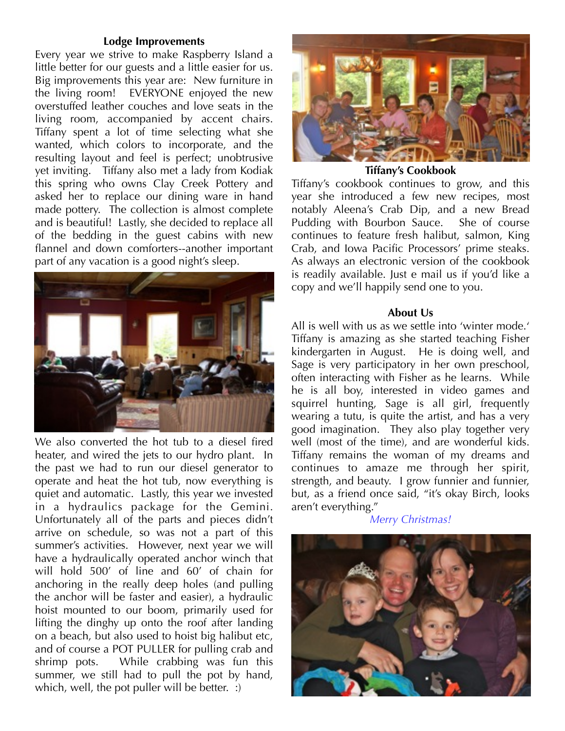### Lodge Improvements

Every year we strive to make Raspberry Island a little better for our guests and a little easier for us. Big improvements this year are: New furniture in the living room! EVERYONE enjoyed the new overstuffed leather couches and love seats in the living room, accompanied by accent chairs. Tiffany spent a lot of time selecting what she wanted, which colors to incorporate, and the resulting layout and feel is perfect; unobtrusive yet inviting. Tiffany also met a lady from Kodiak this spring who owns Clay Creek Pottery and asked her to replace our dining ware in hand made pottery. The collection is almost complete and is beautiful! Lastly, she decided to replace all of the bedding in the guest cabins with new flannel and down comforters--another important part of any vacation is a good night's sleep.

We also converted the hot tub to a diesel fired heater, and wired the jets to our hydro plant. In the past we had to run our diesel generator to operate and heat the hot tub, now everything is quiet and automatic. Lastly, this year we invested in a hydraulics package for the Gemini. Unfortunately all of the parts and pieces didn't arrive on schedule, so was not a part of this summer's activities. However, next year we will have a hydraulically operated anchor winch that will hold 500' of line and 60' of chain for anchoring in the really deep holes (and pulling the anchor will be faster and easier), a hydraulic hoist mounted to our boom, primarily used for lifting the dinghy up onto the roof after landing on a beach, but also used to hoist big halibut etc, and of course a POT PULLER for pulling crab and shrimp pots. While crabbing was fun this summer, we still had to pull the pot by hand, which, well, the pot puller will be better. :)

### Tiffany's Cookbook

Tiffany's cookbook continues to grow, and this year she introduced a few new recipes, most notably Aleena's Crab Dip, and a new Bread Pudding with Bourbon Sauce. She of course continues to feature fresh halibut, salmon, King Crab, and Iowa Pacific Processors' prime steaks. As always an electronic version of the cookbook is readily available. Just e mail us if you'd like a copy and we'll happily send one to you.

### About Us

All is well with us as we settle into 'winter mode.' Tiffany is amazing as she started teaching Fisher kindergarten in August. He is doing well, and Sage is very participatory in her own preschool, often interacting with Fisher as he learns. While he is all boy, interested in video games and squirrel hunting, Sage is all girl, frequently wearing a tutu, is quite the artist, and has a very good imagination. They also play together very well (most of the time), and are wonderful kids. Tiffany remains the woman of my dreams and continues to amaze me through her spirit, strength, and beauty. I grow funnier and funnier, but, as a friend once said, "it's okay Birch, looks aren't everything."

*Merry Christmas!*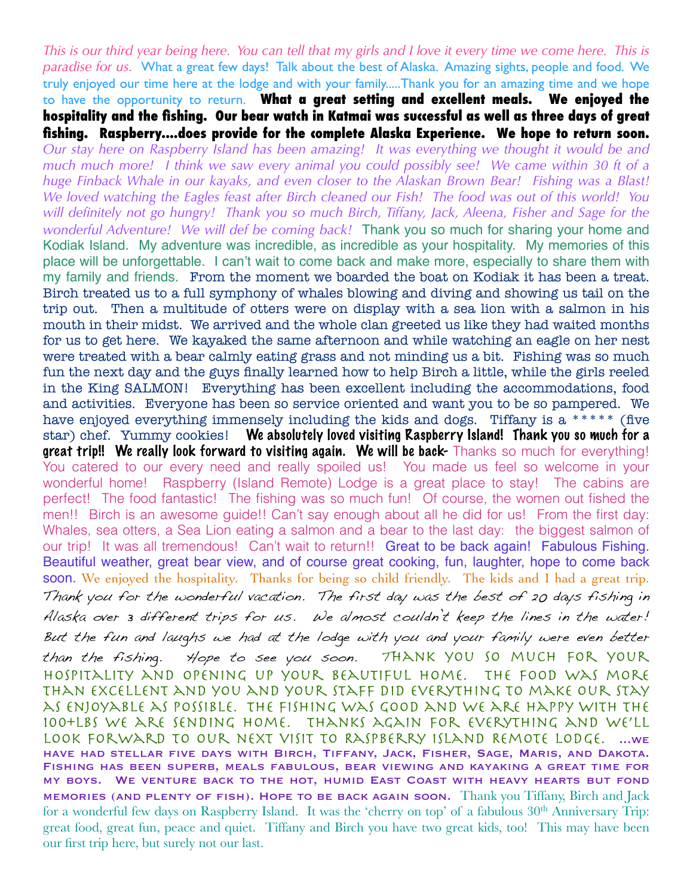*This is our third year being here. You can tell that my girls and I love it every time we come here. This is paradise for us.* What a great few days! Talk about the best of Alaska. Amazing sights, people and food. We truly enjoyed our time here at the lodge and with your family.....Thank you for an amazing time and we hope to have the opportunity to return. **What a great setting and excellent meals. We enjoyed the hospitality and the fishing. Our bear watch in Katmai was successful as well as three days of great fishing. Raspberry....does provide for the complete Alaska Experience. We hope to return soon.** *Our stay here on Raspberry Island has been amazing! It was everything we thought it would be and much much more! I think we saw every animal you could possibly see! We came within 30 ft of a huge Finback Whale in our kayaks, and even closer to the Alaskan Brown Bear! Fishing was a Blast! We loved watching the Eagles feast after Birch cleaned our Fish! The food was out of this world! You will definitely not go hungry! Thank you so much Birch, Tiffany, Jack, Aleena, Fisher and Sage for the wonderful Adventure! We will def be coming back!* Thank you so much for sharing your home and Kodiak Island. My adventure was incredible, as incredible as your hospitality. My memories of this place will be unforgettable. I can't wait to come back and make more, especially to share them with my family and friends. From the moment we boarded the boat on Kodiak it has been a treat. Birch treated us to a full symphony of whales blowing and diving and showing us tail on the trip out. Then a multitude of otters were on display with a sea lion with a salmon in his mouth in their midst. We arrived and the whole clan greeted us like they had waited months for us to get here. We kayaked the same afternoon and while watching an eagle on her nest were treated with a bear calmly eating grass and not minding us a bit. Fishing was so much fun the next day and the guys finally learned how to help Birch a little, while the girls reeled in the King SALMON! Everything has been excellent including the accommodations, food and activities. Everyone has been so service oriented and want you to be so pampered. We have enjoyed everything immensely including the kids and dogs. Tiffany is a ***** (five star) chef. Yummy cookies! **We absolutely loved visiting Raspberry Island! Thank you so much for a great trip!! We really look forward to visiting again. We will be back-** Thanks so much for everything! You catered to our every need and really spoiled us! You made us feel so welcome in your wonderful home! Raspberry (Island Remote) Lodge is a great place to stay! The cabins are perfect! The food fantastic! The fishing was so much fun! Of course, the women out fished the men!! Birch is an awesome guide!! Can't say enough about all he did for us! From the first day: Whales, sea otters, a Sea Lion eating a salmon and a bear to the last day: the biggest salmon of our trip! It was all tremendous! Can't wait to return!! Great to be back again! Fabulous Fishing. Beautiful weather, great bear view, and of course great cooking, fun, laughter, hope to come back soon. We enjoyed the hospitality. Thanks for being so child friendly. The kids and I had a great trip. Thank you for the wonderful vacation. The first day was the best of 20 days fishing in Alaska over 3 different trips for us. We almost couldn't keep the lines in the water! But the fun and laughs we had at the lodge with you and your family were even better than the fishing. Hope to see you soon. THANK YOU SO MUCH FOR YOUR HOSPITALITY AND OPENING UP YOUR BEAUTIFUL HOME. THE FOOD WAS MORE THAN EXCELLENT AND YOU AND YOUR STAFF DID EVERYTHING TO MAKE OUR STAY AS ENJOYABLE AS POSSIBLE. THE FISHING WAS GOOD AND WE ARE HAPPY WITH THE 100+LBS WE ARE SENDING HOME. THANKS AGAIN FOR EVERYTHING AND WE'LL LOOK FORWARD TO OUR NEXT VISIT TO RASPBERRY ISLAND REMOTE LODGE. ...WE HAVE HAD STELLAR FIVE DAYS WITH BIRCH, TIFFANY, JACK, FISHER, SAGE, MARIS, AND DAKOTA. FISHING HAS BEEN SUPERB, MEALS FABULOUS, BEAR VIEWING AND KAYAKING A GREAT TIME FOR MY BOYS. WE VENTURE BACK TO THE HOT, HUMID EAST COAST WITH HEAVY HEARTS BUT FOND MEMORIES (AND PLENTY OF FISH). HOPE TO BE BACK AGAIN SOON. Thank you Tiffany, Birch and Jack for a wonderful few days on Raspberry Island. It was the 'cherry on top' of a fabulous 30th Anniversary Trip: great food, great fun, peace and quiet. Tiffany and Birch you have two great kids, too! This may have been our first trip here, but surely not our last.